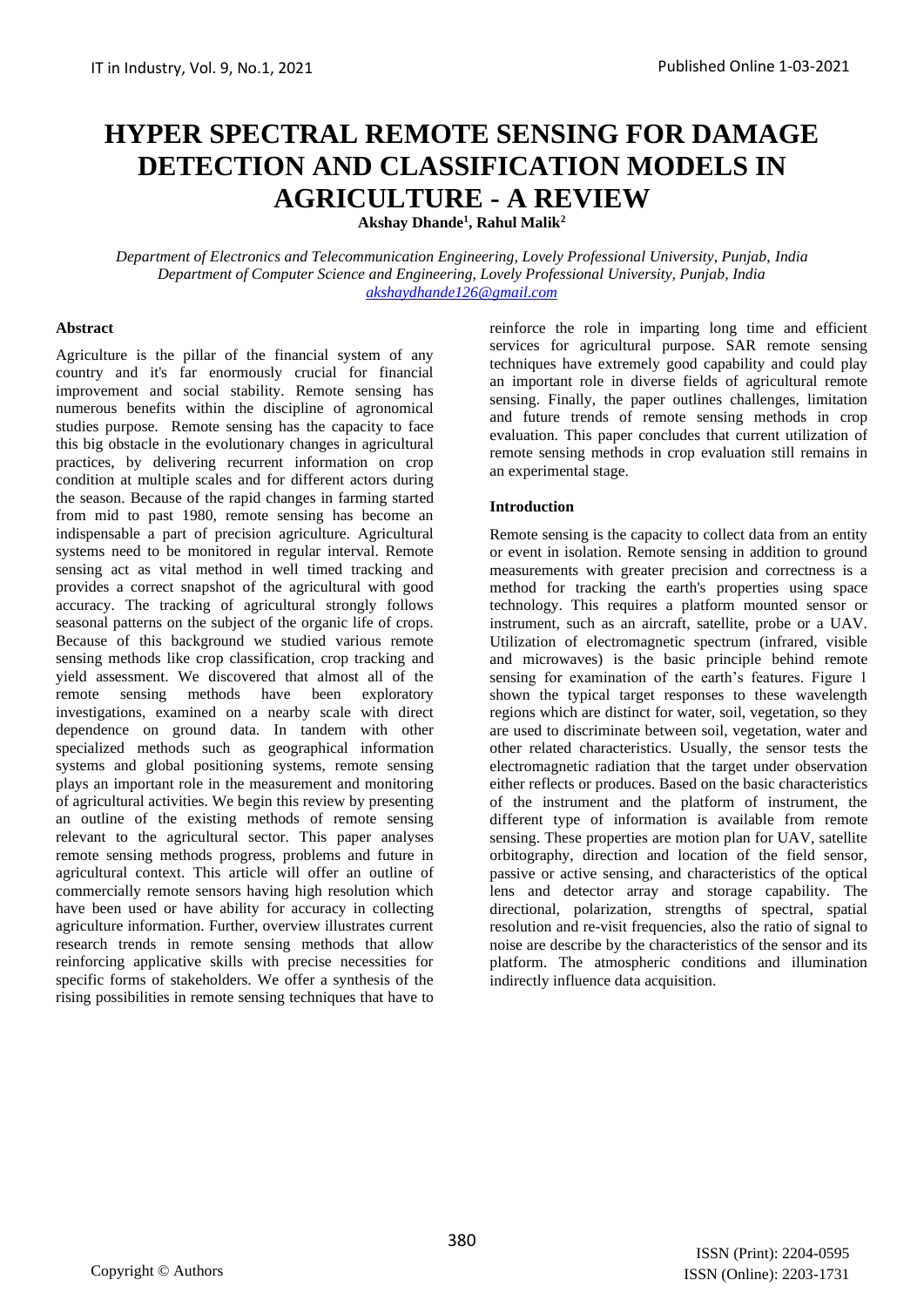# HYPER SPECTRAL REMOTE SENSING FOR DAMAGE DETECTION AND CLASSIFICATION MODELS IN AGRICULTURE - A REVIEW

**Akshay Dhande[1], Rahul Malik[2]**

*Department of Electronics and Telecommunication Engineering, Lovely Professional University, Punjab, India*
*Department of Computer Science and Engineering, Lovely Professional University, Punjab, India*
*akshaydhande126@gmail.com*

## Abstract

Agriculture is the pillar of the financial system of any country and it's far enormously crucial for financial improvement and social stability. Remote sensing has numerous benefits within the discipline of agronomical studies purpose. Remote sensing has the capacity to face this big obstacle in the evolutionary changes in agricultural practices, by delivering recurrent information on crop condition at multiple scales and for different actors during the season. Because of the rapid changes in farming started from mid to past 1980, remote sensing has become an indispensable a part of precision agriculture. Agricultural systems need to be monitored in regular interval. Remote sensing act as vital method in well timed tracking and provides a correct snapshot of the agricultural with good accuracy. The tracking of agricultural strongly follows seasonal patterns on the subject of the organic life of crops. Because of this background we studied various remote sensing methods like crop classification, crop tracking and yield assessment. We discovered that almost all of the remote sensing methods have been exploratory investigations, examined on a nearby scale with direct dependence on ground data. In tandem with other specialized methods such as geographical information systems and global positioning systems, remote sensing plays an important role in the measurement and monitoring of agricultural activities. We begin this review by presenting an outline of the existing methods of remote sensing relevant to the agricultural sector. This paper analyses remote sensing methods progress, problems and future in agricultural context. This article will offer an outline of commercially remote sensors having high resolution which have been used or have ability for accuracy in collecting agriculture information. Further, overview illustrates current research trends in remote sensing methods that allow reinforcing applicative skills with precise necessities for specific forms of stakeholders. We offer a synthesis of the rising possibilities in remote sensing techniques that have to reinforce the role in imparting long time and efficient services for agricultural purpose. SAR remote sensing techniques have extremely good capability and could play an important role in diverse fields of agricultural remote sensing. Finally, the paper outlines challenges, limitation and future trends of remote sensing methods in crop evaluation. This paper concludes that current utilization of remote sensing methods in crop evaluation still remains in an experimental stage.

## Introduction

Remote sensing is the capacity to collect data from an entity or event in isolation. Remote sensing in addition to ground measurements with greater precision and correctness is a method for tracking the earth's properties using space technology. This requires a platform mounted sensor or instrument, such as an aircraft, satellite, probe or a UAV. Utilization of electromagnetic spectrum (infrared, visible and microwaves) is the basic principle behind remote sensing for examination of the earth's features. Figure 1 shown the typical target responses to these wavelength regions which are distinct for water, soil, vegetation, so they are used to discriminate between soil, vegetation, water and other related characteristics. Usually, the sensor tests the electromagnetic radiation that the target under observation either reflects or produces. Based on the basic characteristics of the instrument and the platform of instrument, the different type of information is available from remote sensing. These properties are motion plan for UAV, satellite orbitography, direction and location of the field sensor, passive or active sensing, and characteristics of the optical lens and detector array and storage capability. The directional, polarization, strengths of spectral, spatial resolution and re-visit frequencies, also the ratio of signal to noise are describe by the characteristics of the sensor and its platform. The atmospheric conditions and illumination indirectly influence data acquisition.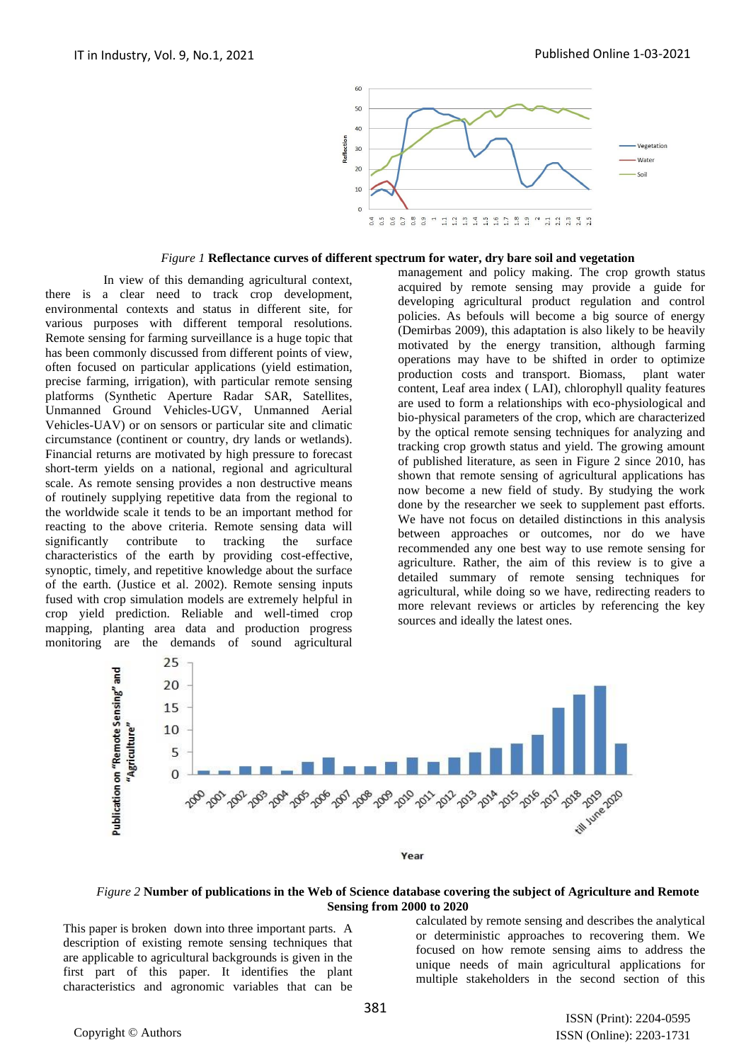*Figure 1* **Reflectance curves of different spectrum for water, dry bare soil and vegetation**

In view of this demanding agricultural context, there is a clear need to track crop development, environmental contexts and status in different site, for various purposes with different temporal resolutions. Remote sensing for farming surveillance is a huge topic that has been commonly discussed from different points of view, often focused on particular applications (yield estimation, precise farming, irrigation), with particular remote sensing platforms (Synthetic Aperture Radar SAR, Satellites, Unmanned Ground Vehicles-UGV, Unmanned Aerial Vehicles-UAV) or on sensors or particular site and climatic circumstance (continent or country, dry lands or wetlands). Financial returns are motivated by high pressure to forecast short-term yields on a national, regional and agricultural scale. As remote sensing provides a non destructive means of routinely supplying repetitive data from the regional to the worldwide scale it tends to be an important method for reacting to the above criteria. Remote sensing data will significantly contribute to tracking the surface characteristics of the earth by providing cost-effective, synoptic, timely, and repetitive knowledge about the surface of the earth. (Justice et al. 2002). Remote sensing inputs fused with crop simulation models are extremely helpful in crop yield prediction. Reliable and well-timed crop mapping, planting area data and production progress monitoring are the demands of sound agricultural management and policy making. The crop growth status acquired by remote sensing may provide a guide for developing agricultural product regulation and control policies. As befouls will become a big source of energy (Demirbas 2009), this adaptation is also likely to be heavily motivated by the energy transition, although farming operations may have to be shifted in order to optimize production costs and transport. Biomass, plant water content, Leaf area index ( LAI), chlorophyll quality features are used to form a relationships with eco-physiological and bio-physical parameters of the crop, which are characterized by the optical remote sensing techniques for analyzing and tracking crop growth status and yield. The growing amount of published literature, as seen in Figure 2 since 2010, has shown that remote sensing of agricultural applications has now become a new field of study. By studying the work done by the researcher we seek to supplement past efforts. We have not focus on detailed distinctions in this analysis between approaches or outcomes, nor do we have recommended any one best way to use remote sensing for agriculture. Rather, the aim of this review is to give a detailed summary of remote sensing techniques for agricultural, while doing so we have, redirecting readers to more relevant reviews or articles by referencing the key sources and ideally the latest ones.

*Figure 2* **Number of publications in the Web of Science database covering the subject of Agriculture and Remote Sensing from 2000 to 2020**

This paper is broken down into three important parts. A description of existing remote sensing techniques that are applicable to agricultural backgrounds is given in the first part of this paper. It identifies the plant characteristics and agronomic variables that can be calculated by remote sensing and describes the analytical or deterministic approaches to recovering them. We focused on how remote sensing aims to address the unique needs of main agricultural applications for multiple stakeholders in the second section of this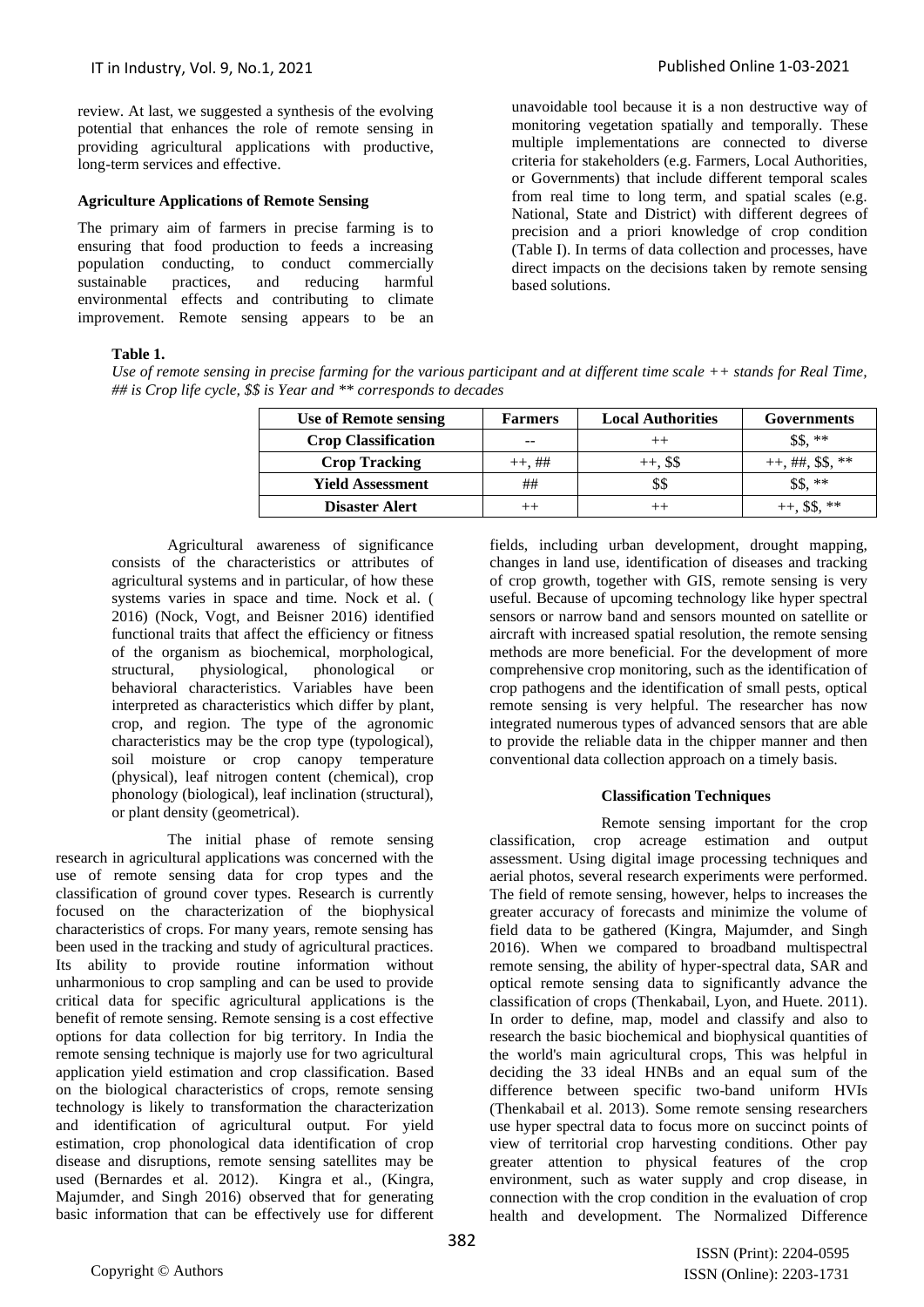review. At last, we suggested a synthesis of the evolving potential that enhances the role of remote sensing in providing agricultural applications with productive, long-term services and effective.

### Agriculture Applications of Remote Sensing

The primary aim of farmers in precise farming is to ensuring that food production to feeds a increasing population conducting, to conduct commercially sustainable practices, and reducing harmful environmental effects and contributing to climate improvement. Remote sensing appears to be an unavoidable tool because it is a non destructive way of monitoring vegetation spatially and temporally. These multiple implementations are connected to diverse criteria for stakeholders (e.g. Farmers, Local Authorities, or Governments) that include different temporal scales from real time to long term, and spatial scales (e.g. National, State and District) with different degrees of precision and a priori knowledge of crop condition (Table I). In terms of data collection and processes, have direct impacts on the decisions taken by remote sensing based solutions.

**Table 1.**

*Use of remote sensing in precise farming for the various participant and at different time scale ++ stands for Real Time, ## is Crop life cycle, $$ is Year and ** corresponds to decades*

| Use of Remote sensing | Farmers | Local Authorities | Governments |
|---|---|---|---|
| **Crop Classification** | -- | ++ | $$, ** |
| **Crop Tracking** | ++, ## | ++, $$ | ++, ##, $$, ** |
| **Yield Assessment** | ## | $$ | $$, ** |
| **Disaster Alert** | ++ | ++ | ++, $$, ** |

Agricultural awareness of significance consists of the characteristics or attributes of agricultural systems and in particular, of how these systems varies in space and time. Nock et al. ( 2016) (Nock, Vogt, and Beisner 2016) identified functional traits that affect the efficiency or fitness of the organism as biochemical, morphological, structural, physiological, phonological or behavioral characteristics. Variables have been interpreted as characteristics which differ by plant, crop, and region. The type of the agronomic characteristics may be the crop type (typological), soil moisture or crop canopy temperature (physical), leaf nitrogen content (chemical), crop phonology (biological), leaf inclination (structural), or plant density (geometrical).

The initial phase of remote sensing research in agricultural applications was concerned with the use of remote sensing data for crop types and the classification of ground cover types. Research is currently focused on the characterization of the biophysical characteristics of crops. For many years, remote sensing has been used in the tracking and study of agricultural practices. Its ability to provide routine information without unharmonious to crop sampling and can be used to provide critical data for specific agricultural applications is the benefit of remote sensing. Remote sensing is a cost effective options for data collection for big territory. In India the remote sensing technique is majorly use for two agricultural application yield estimation and crop classification. Based on the biological characteristics of crops, remote sensing technology is likely to transformation the characterization and identification of agricultural output. For yield estimation, crop phonological data identification of crop disease and disruptions, remote sensing satellites may be used (Bernardes et al. 2012). Kingra et al., (Kingra, Majumder, and Singh 2016) observed that for generating basic information that can be effectively use for different fields, including urban development, drought mapping, changes in land use, identification of diseases and tracking of crop growth, together with GIS, remote sensing is very useful. Because of upcoming technology like hyper spectral sensors or narrow band and sensors mounted on satellite or aircraft with increased spatial resolution, the remote sensing methods are more beneficial. For the development of more comprehensive crop monitoring, such as the identification of crop pathogens and the identification of small pests, optical remote sensing is very helpful. The researcher has now integrated numerous types of advanced sensors that are able to provide the reliable data in the chipper manner and then conventional data collection approach on a timely basis.

### Classification Techniques

Remote sensing important for the crop classification, crop acreage estimation and output assessment. Using digital image processing techniques and aerial photos, several research experiments were performed. The field of remote sensing, however, helps to increases the greater accuracy of forecasts and minimize the volume of field data to be gathered (Kingra, Majumder, and Singh 2016). When we compared to broadband multispectral remote sensing, the ability of hyper-spectral data, SAR and optical remote sensing data to significantly advance the classification of crops (Thenkabail, Lyon, and Huete. 2011). In order to define, map, model and classify and also to research the basic biochemical and biophysical quantities of the world's main agricultural crops, This was helpful in deciding the 33 ideal HNBs and an equal sum of the difference between specific two-band uniform HVIs (Thenkabail et al. 2013). Some remote sensing researchers use hyper spectral data to focus more on succinct points of view of territorial crop harvesting conditions. Other pay greater attention to physical features of the crop environment, such as water supply and crop disease, in connection with the crop condition in the evaluation of crop health and development. The Normalized Difference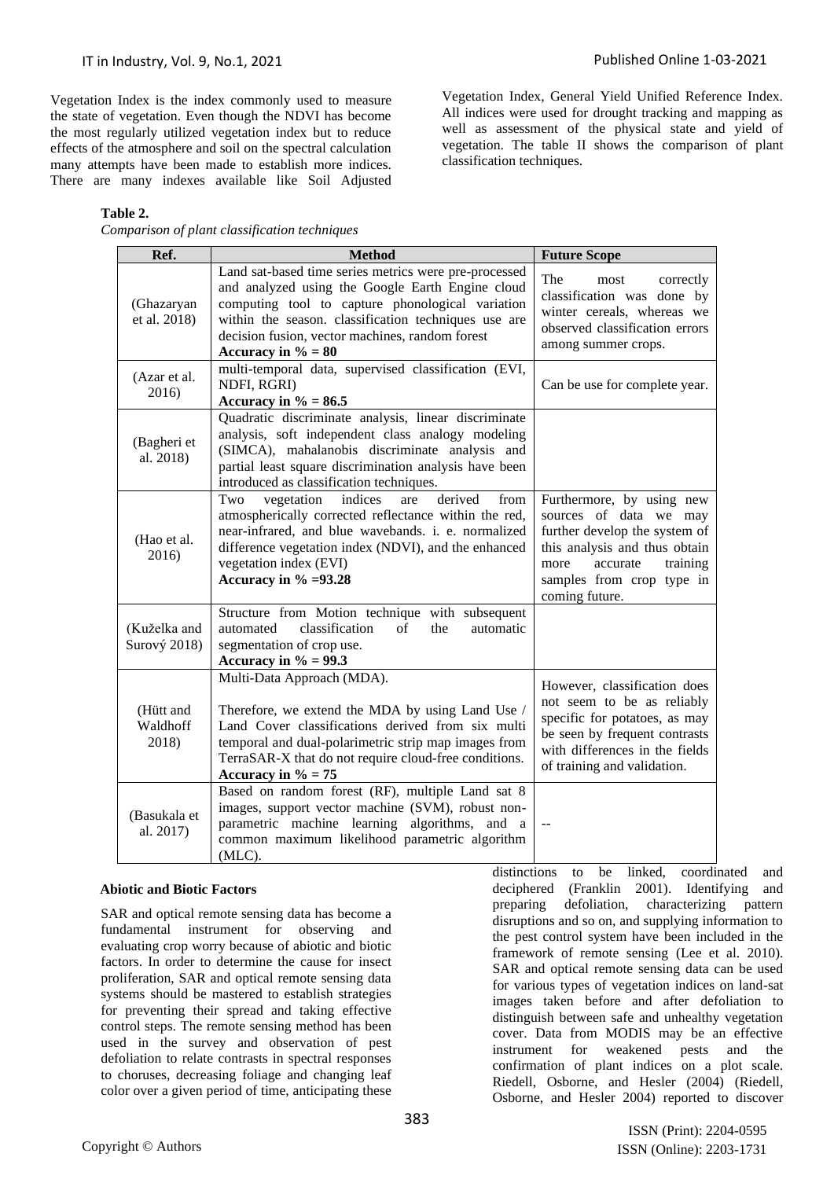Vegetation Index is the index commonly used to measure the state of vegetation. Even though the NDVI has become the most regularly utilized vegetation index but to reduce effects of the atmosphere and soil on the spectral calculation many attempts have been made to establish more indices. There are many indexes available like Soil Adjusted Vegetation Index, General Yield Unified Reference Index. All indices were used for drought tracking and mapping as well as assessment of the physical state and yield of vegetation. The table II shows the comparison of plant classification techniques.

**Table 2.**

*Comparison of plant classification techniques*

| Ref. | Method | Future Scope |
|---|---|---|
| (Ghazaryan et al. 2018) | Land sat-based time series metrics were pre-processed and analyzed using the Google Earth Engine cloud computing tool to capture phonological variation within the season. classification techniques use are decision fusion, vector machines, random forest **Accuracy in % = 80** | The most correctly classification was done by winter cereals, whereas we observed classification errors among summer crops. |
| (Azar et al. 2016) | multi-temporal data, supervised classification (EVI, NDFI, RGRI) **Accuracy in % = 86.5** | Can be use for complete year. |
| (Bagheri et al. 2018) | Quadratic discriminate analysis, linear discriminate analysis, soft independent class analogy modeling (SIMCA), mahalanobis discriminate analysis and partial least square discrimination analysis have been introduced as classification techniques. | |
| (Hao et al. 2016) | Two vegetation indices are derived from atmospherically corrected reflectance within the red, near-infrared, and blue wavebands. i. e. normalized difference vegetation index (NDVI), and the enhanced vegetation index (EVI) **Accuracy in % =93.28** | Furthermore, by using new sources of data we may further develop the system of this analysis and thus obtain more accurate training samples from crop type in coming future. |
| (Kuželka and Surový 2018) | Structure from Motion technique with subsequent automated classification of the automatic segmentation of crop use. **Accuracy in % = 99.3** | |
| (Hütt and Waldhoff 2018) | Multi-Data Approach (MDA). Therefore, we extend the MDA by using Land Use / Land Cover classifications derived from six multi temporal and dual-polarimetric strip map images from TerraSAR-X that do not require cloud-free conditions. **Accuracy in % = 75** | However, classification does not seem to be as reliably specific for potatoes, as may be seen by frequent contrasts with differences in the fields of training and validation. |
| (Basukala et al. 2017) | Based on random forest (RF), multiple Land sat 8 images, support vector machine (SVM), robust non-parametric machine learning algorithms, and a common maximum likelihood parametric algorithm (MLC). | -- |

### Abiotic and Biotic Factors

SAR and optical remote sensing data has become a fundamental instrument for observing and evaluating crop worry because of abiotic and biotic factors. In order to determine the cause for insect proliferation, SAR and optical remote sensing data systems should be mastered to establish strategies for preventing their spread and taking effective control steps. The remote sensing method has been used in the survey and observation of pest defoliation to relate contrasts in spectral responses to choruses, decreasing foliage and changing leaf color over a given period of time, anticipating these distinctions to be linked, coordinated and deciphered (Franklin 2001). Identifying and preparing defoliation, characterizing pattern disruptions and so on, and supplying information to the pest control system have been included in the framework of remote sensing (Lee et al. 2010). SAR and optical remote sensing data can be used for various types of vegetation indices on land-sat images taken before and after defoliation to distinguish between safe and unhealthy vegetation cover. Data from MODIS may be an effective instrument for weakened pests and the confirmation of plant indices on a plot scale. Riedell, Osborne, and Hesler (2004) (Riedell, Osborne, and Hesler 2004) reported to discover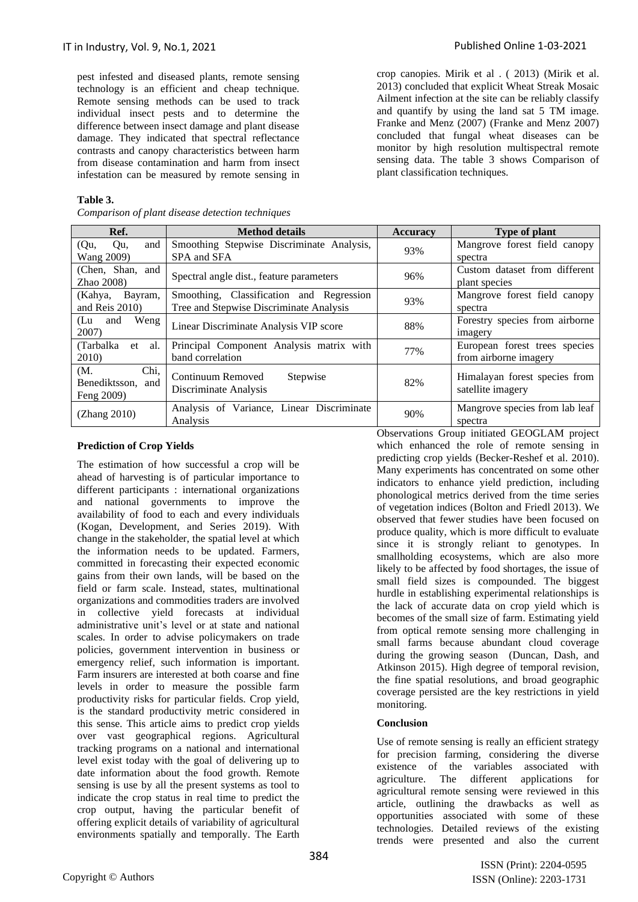pest infested and diseased plants, remote sensing technology is an efficient and cheap technique. Remote sensing methods can be used to track individual insect pests and to determine the difference between insect damage and plant disease damage. They indicated that spectral reflectance contrasts and canopy characteristics between harm from disease contamination and harm from insect infestation can be measured by remote sensing in crop canopies. Mirik et al . ( 2013) (Mirik et al. 2013) concluded that explicit Wheat Streak Mosaic Ailment infection at the site can be reliably classify and quantify by using the land sat 5 TM image. Franke and Menz (2007) (Franke and Menz 2007) concluded that fungal wheat diseases can be monitor by high resolution multispectral remote sensing data. The table 3 shows Comparison of plant classification techniques.

**Table 3.**

*Comparison of plant disease detection techniques*

| Ref. | Method details | Accuracy | Type of plant |
|---|---|---|---|
| (Qu, Qu, and Wang 2009) | Smoothing Stepwise Discriminate Analysis, SPA and SFA | 93% | Mangrove forest field canopy spectra |
| (Chen, Shan, and Zhao 2008) | Spectral angle dist., feature parameters | 96% | Custom dataset from different plant species |
| (Kahya, Bayram, and Reis 2010) | Smoothing, Classification and Regression Tree and Stepwise Discriminate Analysis | 93% | Mangrove forest field canopy spectra |
| (Lu and Weng 2007) | Linear Discriminate Analysis VIP score | 88% | Forestry species from airborne imagery |
| (Tarbalka et al. 2010) | Principal Component Analysis matrix with band correlation | 77% | European forest trees species from airborne imagery |
| (M. Chi, Benediktsson, and Feng 2009) | Continuum Removed Stepwise Discriminate Analysis | 82% | Himalayan forest species from satellite imagery |
| (Zhang 2010) | Analysis of Variance, Linear Discriminate Analysis | 90% | Mangrove species from lab leaf spectra |

**Prediction of Crop Yields**

The estimation of how successful a crop will be ahead of harvesting is of particular importance to different participants : international organizations and national governments to improve the availability of food to each and every individuals (Kogan, Development, and Series 2019). With change in the stakeholder, the spatial level at which the information needs to be updated. Farmers, committed in forecasting their expected economic gains from their own lands, will be based on the field or farm scale. Instead, states, multinational organizations and commodities traders are involved in collective yield forecasts at individual administrative unit's level or at state and national scales. In order to advise policymakers on trade policies, government intervention in business or emergency relief, such information is important. Farm insurers are interested at both coarse and fine levels in order to measure the possible farm productivity risks for particular fields. Crop yield, is the standard productivity metric considered in this sense. This article aims to predict crop yields over vast geographical regions. Agricultural tracking programs on a national and international level exist today with the goal of delivering up to date information about the food growth. Remote sensing is use by all the present systems as tool to indicate the crop status in real time to predict the crop output, having the particular benefit of offering explicit details of variability of agricultural environments spatially and temporally. The Earth Observations Group initiated GEOGLAM project which enhanced the role of remote sensing in predicting crop yields (Becker-Reshef et al. 2010). Many experiments has concentrated on some other indicators to enhance yield prediction, including phonological metrics derived from the time series of vegetation indices (Bolton and Friedl 2013). We observed that fewer studies have been focused on produce quality, which is more difficult to evaluate since it is strongly reliant to genotypes. In smallholding ecosystems, which are also more likely to be affected by food shortages, the issue of small field sizes is compounded. The biggest hurdle in establishing experimental relationships is the lack of accurate data on crop yield which is becomes of the small size of farm. Estimating yield from optical remote sensing more challenging in small farms because abundant cloud coverage during the growing season (Duncan, Dash, and Atkinson 2015). High degree of temporal revision, the fine spatial resolutions, and broad geographic coverage persisted are the key restrictions in yield monitoring.

**Conclusion**

Use of remote sensing is really an efficient strategy for precision farming, considering the diverse existence of the variables associated with agriculture. The different applications for agricultural remote sensing were reviewed in this article, outlining the drawbacks as well as opportunities associated with some of these technologies. Detailed reviews of the existing trends were presented and also the current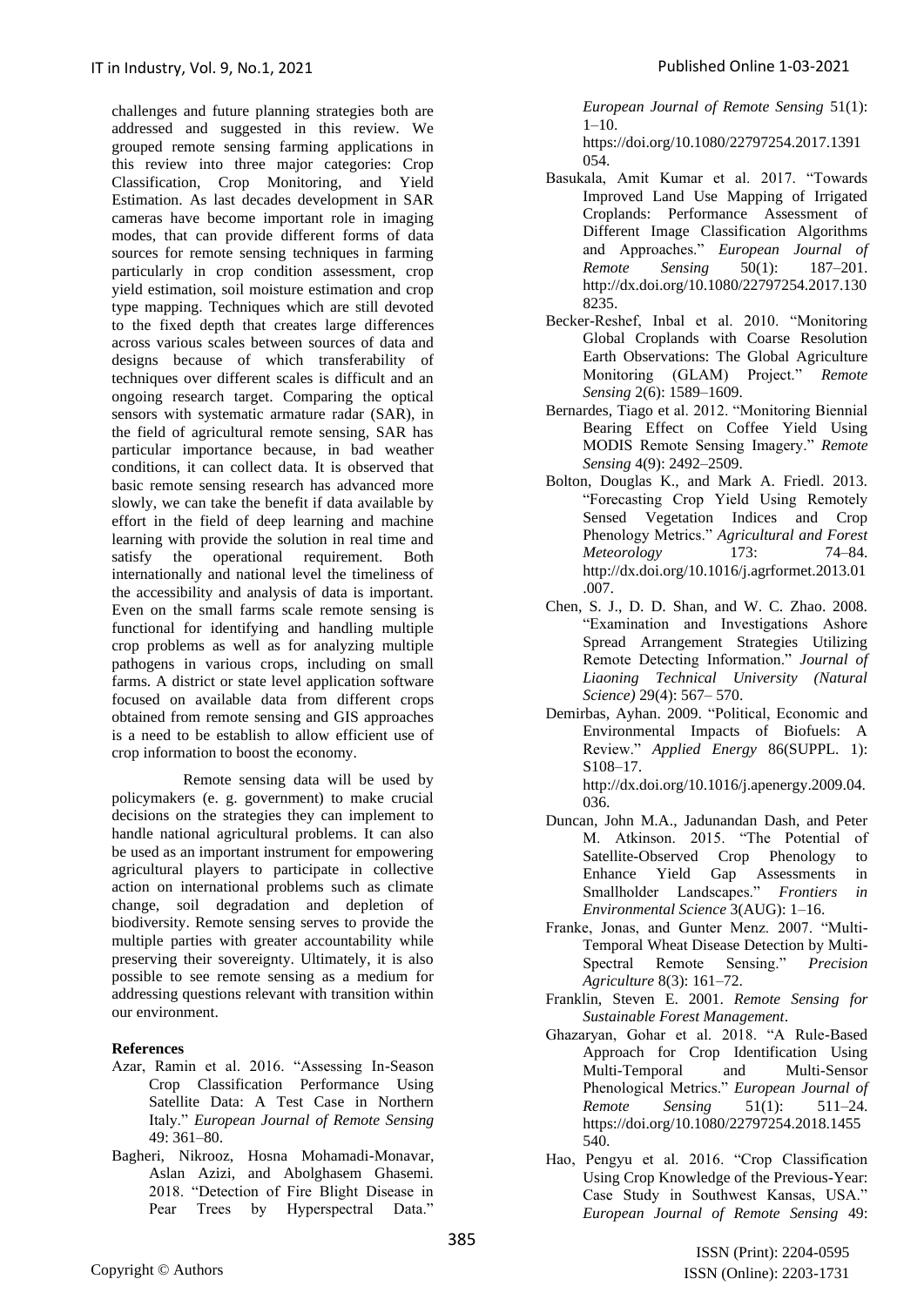challenges and future planning strategies both are addressed and suggested in this review. We grouped remote sensing farming applications in this review into three major categories: Crop Classification, Crop Monitoring, and Yield Estimation. As last decades development in SAR cameras have become important role in imaging modes, that can provide different forms of data sources for remote sensing techniques in farming particularly in crop condition assessment, crop yield estimation, soil moisture estimation and crop type mapping. Techniques which are still devoted to the fixed depth that creates large differences across various scales between sources of data and designs because of which transferability of techniques over different scales is difficult and an ongoing research target. Comparing the optical sensors with systematic armature radar (SAR), in the field of agricultural remote sensing, SAR has particular importance because, in bad weather conditions, it can collect data. It is observed that basic remote sensing research has advanced more slowly, we can take the benefit if data available by effort in the field of deep learning and machine learning with provide the solution in real time and satisfy the operational requirement. Both internationally and national level the timeliness of the accessibility and analysis of data is important. Even on the small farms scale remote sensing is functional for identifying and handling multiple crop problems as well as for analyzing multiple pathogens in various crops, including on small farms. A district or state level application software focused on available data from different crops obtained from remote sensing and GIS approaches is a need to be establish to allow efficient use of crop information to boost the economy.

Remote sensing data will be used by policymakers (e. g. government) to make crucial decisions on the strategies they can implement to handle national agricultural problems. It can also be used as an important instrument for empowering agricultural players to participate in collective action on international problems such as climate change, soil degradation and depletion of biodiversity. Remote sensing serves to provide the multiple parties with greater accountability while preserving their sovereignty. Ultimately, it is also possible to see remote sensing as a medium for addressing questions relevant with transition within our environment.

**References**

- Azar, Ramin et al. 2016. "Assessing In-Season Crop Classification Performance Using Satellite Data: A Test Case in Northern Italy." *European Journal of Remote Sensing* 49: 361–80.
- Bagheri, Nikrooz, Hosna Mohamadi-Monavar, Aslan Azizi, and Abolghasem Ghasemi. 2018. "Detection of Fire Blight Disease in Pear Trees by Hyperspectral Data." *European Journal of Remote Sensing* 51(1): 1–10. https://doi.org/10.1080/22797254.2017.1391054.
- Basukala, Amit Kumar et al. 2017. "Towards Improved Land Use Mapping of Irrigated Croplands: Performance Assessment of Different Image Classification Algorithms and Approaches." *European Journal of Remote Sensing* 50(1): 187–201. http://dx.doi.org/10.1080/22797254.2017.1308235.
- Becker-Reshef, Inbal et al. 2010. "Monitoring Global Croplands with Coarse Resolution Earth Observations: The Global Agriculture Monitoring (GLAM) Project." *Remote Sensing* 2(6): 1589–1609.
- Bernardes, Tiago et al. 2012. "Monitoring Biennial Bearing Effect on Coffee Yield Using MODIS Remote Sensing Imagery." *Remote Sensing* 4(9): 2492–2509.
- Bolton, Douglas K., and Mark A. Friedl. 2013. "Forecasting Crop Yield Using Remotely Sensed Vegetation Indices and Crop Phenology Metrics." *Agricultural and Forest Meteorology* 173: 74–84. http://dx.doi.org/10.1016/j.agrformet.2013.01.007.
- Chen, S. J., D. D. Shan, and W. C. Zhao. 2008. "Examination and Investigations Ashore Spread Arrangement Strategies Utilizing Remote Detecting Information." *Journal of Liaoning Technical University (Natural Science)* 29(4): 567– 570.
- Demirbas, Ayhan. 2009. "Political, Economic and Environmental Impacts of Biofuels: A Review." *Applied Energy* 86(SUPPL. 1): S108–17. http://dx.doi.org/10.1016/j.apenergy.2009.04.036.
- Duncan, John M.A., Jadunandan Dash, and Peter M. Atkinson. 2015. "The Potential of Satellite-Observed Crop Phenology to Enhance Yield Gap Assessments in Smallholder Landscapes." *Frontiers in Environmental Science* 3(AUG): 1–16.
- Franke, Jonas, and Gunter Menz. 2007. "Multi-Temporal Wheat Disease Detection by Multi-Spectral Remote Sensing." *Precision Agriculture* 8(3): 161–72.
- Franklin, Steven E. 2001. *Remote Sensing for Sustainable Forest Management*.
- Ghazaryan, Gohar et al. 2018. "A Rule-Based Approach for Crop Identification Using Multi-Temporal and Multi-Sensor Phenological Metrics." *European Journal of Remote Sensing* 51(1): 511–24. https://doi.org/10.1080/22797254.2018.1455540.
- Hao, Pengyu et al. 2016. "Crop Classification Using Crop Knowledge of the Previous-Year: Case Study in Southwest Kansas, USA." *European Journal of Remote Sensing* 49: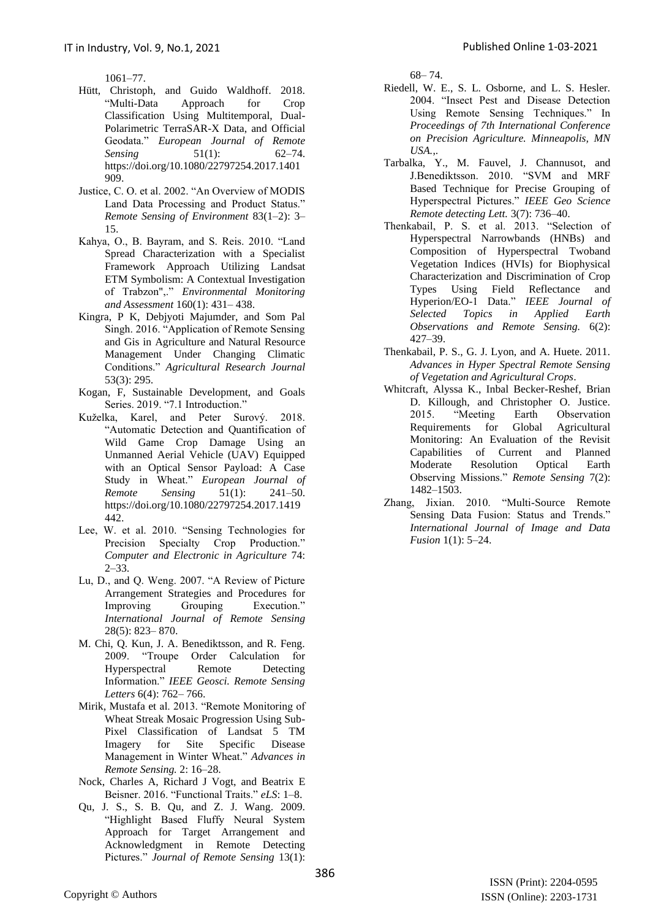1061–77.

Hütt, Christoph, and Guido Waldhoff. 2018. "Multi-Data Approach for Crop Classification Using Multitemporal, Dual-Polarimetric TerraSAR-X Data, and Official Geodata." *European Journal of Remote Sensing* 51(1): 62–74. https://doi.org/10.1080/22797254.2017.1401909.

Justice, C. O. et al. 2002. "An Overview of MODIS Land Data Processing and Product Status." *Remote Sensing of Environment* 83(1–2): 3–15.

Kahya, O., B. Bayram, and S. Reis. 2010. "Land Spread Characterization with a Specialist Framework Approach Utilizing Landsat ETM Symbolism: A Contextual Investigation of Trabzon",." *Environmental Monitoring and Assessment* 160(1): 431– 438.

Kingra, P K, Debjyoti Majumder, and Som Pal Singh. 2016. "Application of Remote Sensing and Gis in Agriculture and Natural Resource Management Under Changing Climatic Conditions." *Agricultural Research Journal* 53(3): 295.

Kogan, F, Sustainable Development, and Goals Series. 2019. "7.1 Introduction."

Kuželka, Karel, and Peter Surový. 2018. "Automatic Detection and Quantification of Wild Game Crop Damage Using an Unmanned Aerial Vehicle (UAV) Equipped with an Optical Sensor Payload: A Case Study in Wheat." *European Journal of Remote Sensing* 51(1): 241–50. https://doi.org/10.1080/22797254.2017.1419442.

Lee, W. et al. 2010. "Sensing Technologies for Precision Specialty Crop Production." *Computer and Electronic in Agriculture* 74: 2–33.

Lu, D., and Q. Weng. 2007. "A Review of Picture Arrangement Strategies and Procedures for Improving Grouping Execution." *International Journal of Remote Sensing* 28(5): 823– 870.

M. Chi, Q. Kun, J. A. Benediktsson, and R. Feng. 2009. "Troupe Order Calculation for Hyperspectral Remote Detecting Information." *IEEE Geosci. Remote Sensing Letters* 6(4): 762– 766.

Mirik, Mustafa et al. 2013. "Remote Monitoring of Wheat Streak Mosaic Progression Using Sub-Pixel Classification of Landsat 5 TM Imagery for Site Specific Disease Management in Winter Wheat." *Advances in Remote Sensing.* 2: 16–28.

Nock, Charles A, Richard J Vogt, and Beatrix E Beisner. 2016. "Functional Traits." *eLS*: 1–8.

Qu, J. S., S. B. Qu, and Z. J. Wang. 2009. "Highlight Based Fluffy Neural System Approach for Target Arrangement and Acknowledgment in Remote Detecting Pictures." *Journal of Remote Sensing* 13(1): 68– 74.

Riedell, W. E., S. L. Osborne, and L. S. Hesler. 2004. "Insect Pest and Disease Detection Using Remote Sensing Techniques." In *Proceedings of 7th International Conference on Precision Agriculture. Minneapolis, MN USA.*,.

Tarbalka, Y., M. Fauvel, J. Channusot, and J.Benediktsson. 2010. "SVM and MRF Based Technique for Precise Grouping of Hyperspectral Pictures." *IEEE Geo Science Remote detecting Lett.* 3(7): 736–40.

Thenkabail, P. S. et al. 2013. "Selection of Hyperspectral Narrowbands (HNBs) and Composition of Hyperspectral Twoband Vegetation Indices (HVIs) for Biophysical Characterization and Discrimination of Crop Types Using Field Reflectance and Hyperion/EO-1 Data." *IEEE Journal of Selected Topics in Applied Earth Observations and Remote Sensing.* 6(2): 427–39.

Thenkabail, P. S., G. J. Lyon, and A. Huete. 2011. *Advances in Hyper Spectral Remote Sensing of Vegetation and Agricultural Crops*.

Whitcraft, Alyssa K., Inbal Becker-Reshef, Brian D. Killough, and Christopher O. Justice. 2015. "Meeting Earth Observation Requirements for Global Agricultural Monitoring: An Evaluation of the Revisit Capabilities of Current and Planned Moderate Resolution Optical Earth Observing Missions." *Remote Sensing* 7(2): 1482–1503.

Zhang, Jixian. 2010. "Multi-Source Remote Sensing Data Fusion: Status and Trends." *International Journal of Image and Data Fusion* 1(1): 5–24.